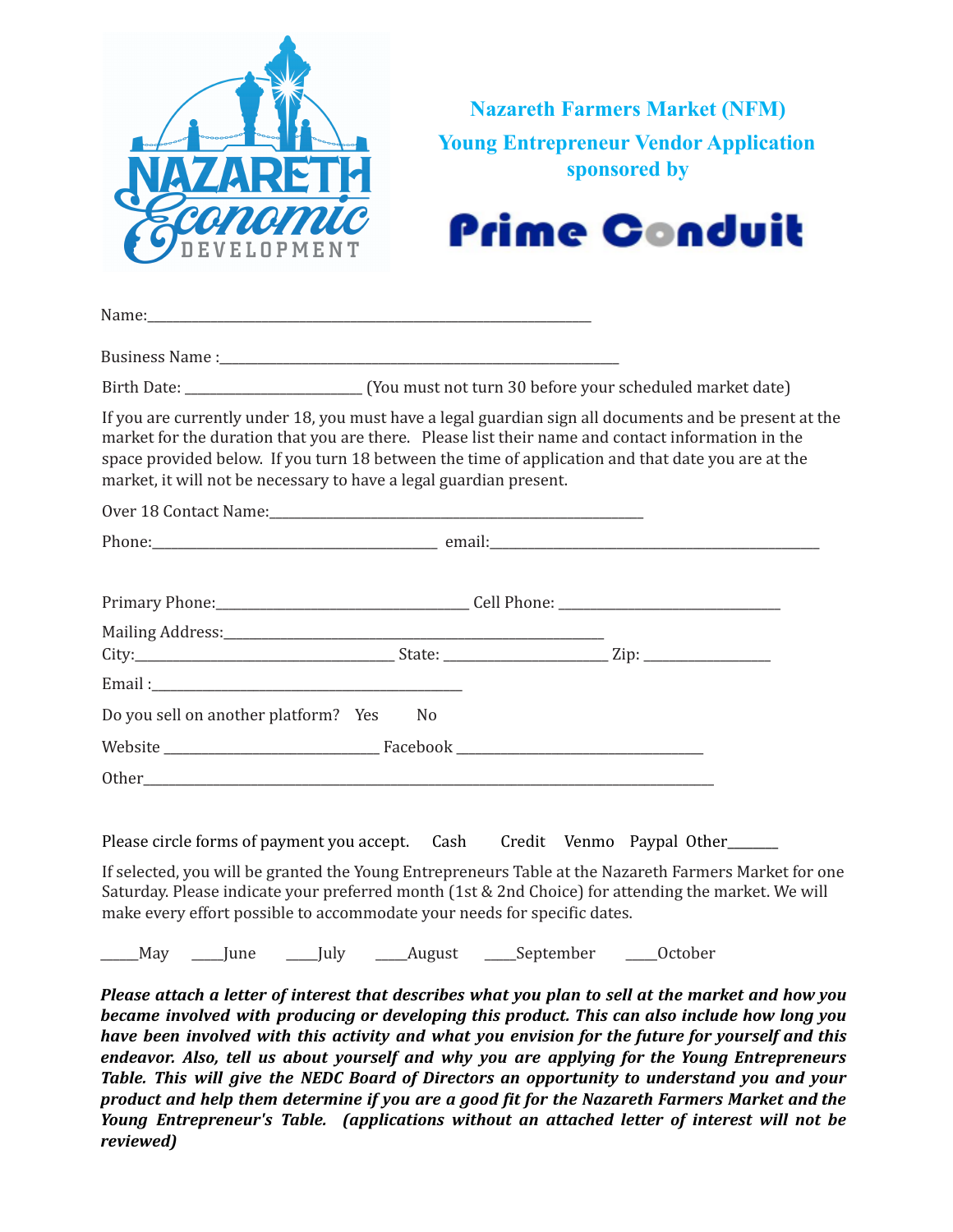NAZARETH Economic DEVELOPMENT

# Nazareth Farmers Market (NFM)

## Young Entrepreneur Vendor Application

### sponsored by

Prime Conduit

Name:\_\_\_\_\_\_\_\_\_\_\_\_\_\_\_\_\_\_\_\_\_\_\_\_\_\_\_\_\_\_\_\_\_\_\_\_\_\_\_\_\_\_\_\_\_\_\_\_\_\_\_\_\_\_\_\_\_\_\_\_\_\_

Business Name :\_\_\_\_\_\_\_\_\_\_\_\_\_\_\_\_\_\_\_\_\_\_\_\_\_\_\_\_\_\_\_\_\_\_\_\_\_\_\_\_\_\_\_\_\_\_\_\_\_\_\_\_\_\_

Birth Date: \_\_\_\_\_\_\_\_\_\_\_\_\_\_\_\_\_\_\_\_\_\_\_\_\_\_ (You must not turn 30 before your scheduled market date)

If you are currently under 18, you must have a legal guardian sign all documents and be present at the market for the duration that you are there. Please list their name and contact information in the space provided below. If you turn 18 between the time of application and that date you are at the market, it will not be necessary to have a legal guardian present.

Over 18 Contact Name:\_\_\_\_\_\_\_\_\_\_\_\_\_\_\_\_\_\_\_\_\_\_\_\_\_\_\_\_\_\_\_\_\_\_\_\_\_\_\_\_\_\_\_\_\_\_\_\_\_\_\_\_

Phone:\_\_\_\_\_\_\_\_\_\_\_\_\_\_\_\_\_\_\_\_\_\_\_\_\_\_\_\_\_\_\_\_\_\_\_\_\_\_\_\_\_\_ email:\_\_\_\_\_\_\_\_\_\_\_\_\_\_\_\_\_\_\_\_\_\_\_\_\_\_\_\_\_\_\_\_\_\_\_\_\_\_\_\_\_\_\_\_\_\_\_\_\_\_

Primary Phone:\_\_\_\_\_\_\_\_\_\_\_\_\_\_\_\_\_\_\_\_\_\_\_\_\_\_\_\_\_\_\_\_\_\_\_\_\_\_ Cell Phone: \_\_\_\_\_\_\_\_\_\_\_\_\_\_\_\_\_\_\_\_\_\_\_\_\_\_\_\_\_\_\_\_\_\_\_\_

Mailing Address:\_\_\_\_\_\_\_\_\_\_\_\_\_\_\_\_\_\_\_\_\_\_\_\_\_\_\_\_\_\_\_\_\_\_\_\_\_\_\_\_\_\_\_\_\_\_\_\_\_\_\_\_\_\_\_\_

City:\_\_\_\_\_\_\_\_\_\_\_\_\_\_\_\_\_\_\_\_\_\_\_\_\_\_\_\_\_\_\_\_\_\_\_\_\_\_\_ State: \_\_\_\_\_\_\_\_\_\_\_\_\_\_\_\_\_\_\_\_\_\_\_\_\_ Zip: \_\_\_\_\_\_\_\_\_\_\_\_\_\_\_\_\_\_\_\_

Email :\_\_\_\_\_\_\_\_\_\_\_\_\_\_\_\_\_\_\_\_\_\_\_\_\_\_\_\_\_\_\_\_\_\_\_\_\_\_\_\_\_\_\_\_\_\_

Do you sell on another platform? Yes No

Website \_\_\_\_\_\_\_\_\_\_\_\_\_\_\_\_\_\_\_\_\_\_\_\_\_\_\_\_\_\_\_\_\_\_ Facebook \_\_\_\_\_\_\_\_\_\_\_\_\_\_\_\_\_\_\_\_\_\_\_\_\_\_\_\_\_\_\_\_\_\_\_\_\_\_\_

Other\_\_\_\_\_\_\_\_\_\_\_\_\_\_\_\_\_\_\_\_\_\_\_\_\_\_\_\_\_\_\_\_\_\_\_\_\_\_\_\_\_\_\_\_\_\_\_\_\_\_\_\_\_\_\_\_\_\_\_\_\_\_\_\_\_\_\_\_\_\_\_\_\_\_\_\_\_\_\_\_\_\_\_\_\_

Please circle forms of payment you accept. Cash Credit Venmo Paypal Other\_\_\_\_\_\_\_

If selected, you will be granted the Young Entrepreneurs Table at the Nazareth Farmers Market for one Saturday. Please indicate your preferred month (1st & 2nd Choice) for attending the market. We will make every effort possible to accommodate your needs for specific dates.

\_\_\_\_\_May \_\_\_\_June \_\_\_\_July \_\_\_\_August \_\_\_\_September \_\_\_\_October

***Please attach a letter of interest that describes what you plan to sell at the market and how you became involved with producing or developing this product. This can also include how long you have been involved with this activity and what you envision for the future for yourself and this endeavor. Also, tell us about yourself and why you are applying for the Young Entrepreneurs Table. This will give the NEDC Board of Directors an opportunity to understand you and your product and help them determine if you are a good fit for the Nazareth Farmers Market and the Young Entrepreneur's Table. (applications without an attached letter of interest will not be reviewed)***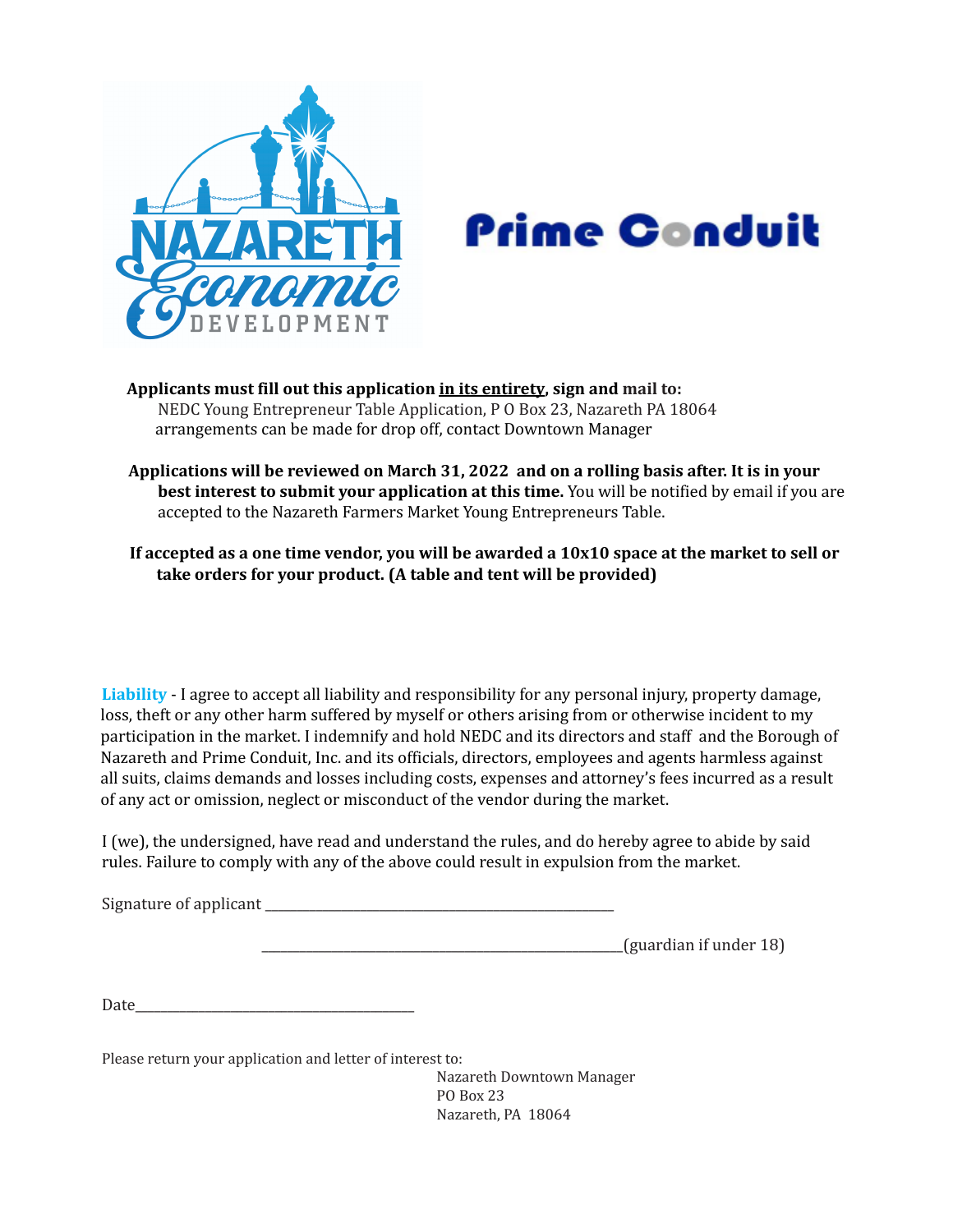**Applicants must fill out this application <u>in its entirety</u>, sign and mail to:**
NEDC Young Entrepreneur Table Application, P O Box 23, Nazareth PA 18064
arrangements can be made for drop off, contact Downtown Manager

**Applications will be reviewed on March 31, 2022 and on a rolling basis after. It is in your best interest to submit your application at this time.** You will be notified by email if you are accepted to the Nazareth Farmers Market Young Entrepreneurs Table.

**If accepted as a one time vendor, you will be awarded a 10x10 space at the market to sell or take orders for your product. (A table and tent will be provided)**

**Liability** - I agree to accept all liability and responsibility for any personal injury, property damage, loss, theft or any other harm suffered by myself or others arising from or otherwise incident to my participation in the market. I indemnify and hold NEDC and its directors and staff and the Borough of Nazareth and Prime Conduit, Inc. and its officials, directors, employees and agents harmless against all suits, claims demands and losses including costs, expenses and attorney's fees incurred as a result of any act or omission, neglect or misconduct of the vendor during the market.

I (we), the undersigned, have read and understand the rules, and do hereby agree to abide by said rules. Failure to comply with any of the above could result in expulsion from the market.

Signature of applicant ________________________________________________

________________________________________________(guardian if under 18)

Date_______________________________________

Please return your application and letter of interest to:

Nazareth Downtown Manager
PO Box 23
Nazareth, PA 18064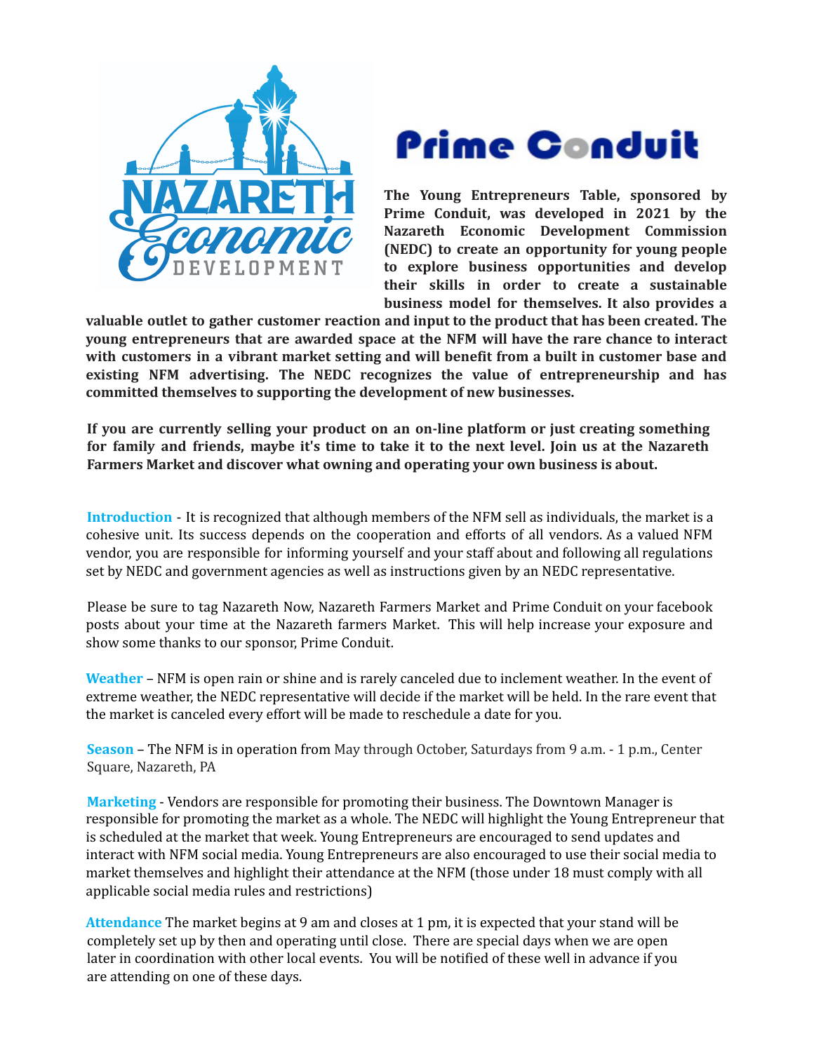**Prime Conduit**

**The Young Entrepreneurs Table, sponsored by Prime Conduit, was developed in 2021 by the Nazareth Economic Development Commission (NEDC) to create an opportunity for young people to explore business opportunities and develop their skills in order to create a sustainable business model for themselves. It also provides a valuable outlet to gather customer reaction and input to the product that has been created. The young entrepreneurs that are awarded space at the NFM will have the rare chance to interact with customers in a vibrant market setting and will benefit from a built in customer base and existing NFM advertising. The NEDC recognizes the value of entrepreneurship and has committed themselves to supporting the development of new businesses.**

**If you are currently selling your product on an on-line platform or just creating something for family and friends, maybe it's time to take it to the next level. Join us at the Nazareth Farmers Market and discover what owning and operating your own business is about.**

**Introduction** - It is recognized that although members of the NFM sell as individuals, the market is a cohesive unit. Its success depends on the cooperation and efforts of all vendors. As a valued NFM vendor, you are responsible for informing yourself and your staff about and following all regulations set by NEDC and government agencies as well as instructions given by an NEDC representative.

Please be sure to tag Nazareth Now, Nazareth Farmers Market and Prime Conduit on your facebook posts about your time at the Nazareth farmers Market. This will help increase your exposure and show some thanks to our sponsor, Prime Conduit.

**Weather** – NFM is open rain or shine and is rarely canceled due to inclement weather. In the event of extreme weather, the NEDC representative will decide if the market will be held. In the rare event that the market is canceled every effort will be made to reschedule a date for you.

**Season** – The NFM is in operation from May through October, Saturdays from 9 a.m. - 1 p.m., Center Square, Nazareth, PA

**Marketing** - Vendors are responsible for promoting their business. The Downtown Manager is responsible for promoting the market as a whole. The NEDC will highlight the Young Entrepreneur that is scheduled at the market that week. Young Entrepreneurs are encouraged to send updates and interact with NFM social media. Young Entrepreneurs are also encouraged to use their social media to market themselves and highlight their attendance at the NFM (those under 18 must comply with all applicable social media rules and restrictions)

**Attendance** The market begins at 9 am and closes at 1 pm, it is expected that your stand will be completely set up by then and operating until close. There are special days when we are open later in coordination with other local events. You will be notified of these well in advance if you are attending on one of these days.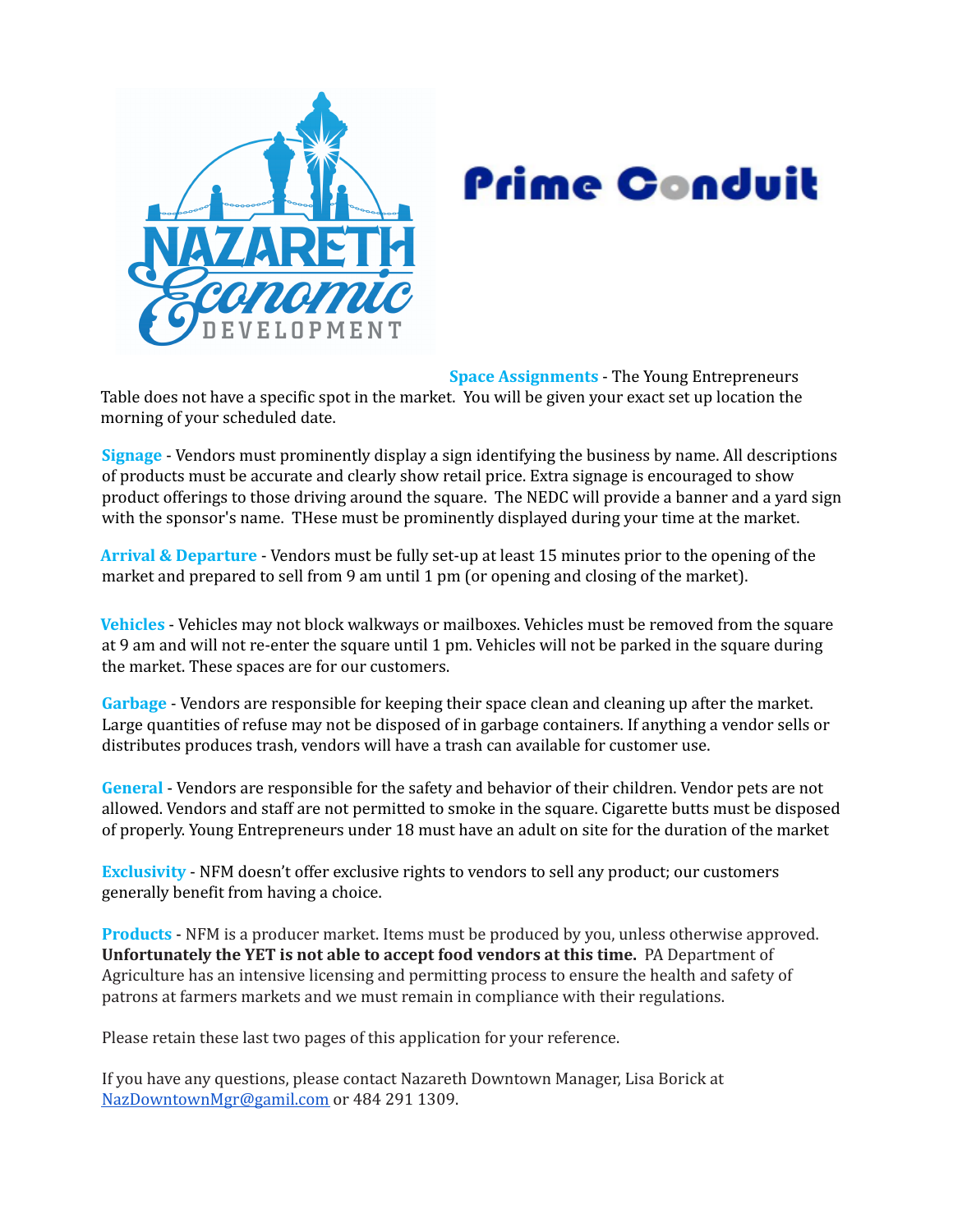**Prime Conduit**

**Space Assignments** - The Young Entrepreneurs Table does not have a specific spot in the market. You will be given your exact set up location the morning of your scheduled date.

**Signage** - Vendors must prominently display a sign identifying the business by name. All descriptions of products must be accurate and clearly show retail price. Extra signage is encouraged to show product offerings to those driving around the square. The NEDC will provide a banner and a yard sign with the sponsor's name. THese must be prominently displayed during your time at the market.

**Arrival & Departure** - Vendors must be fully set-up at least 15 minutes prior to the opening of the market and prepared to sell from 9 am until 1 pm (or opening and closing of the market).

**Vehicles** - Vehicles may not block walkways or mailboxes. Vehicles must be removed from the square at 9 am and will not re-enter the square until 1 pm. Vehicles will not be parked in the square during the market. These spaces are for our customers.

**Garbage** - Vendors are responsible for keeping their space clean and cleaning up after the market. Large quantities of refuse may not be disposed of in garbage containers. If anything a vendor sells or distributes produces trash, vendors will have a trash can available for customer use.

**General** - Vendors are responsible for the safety and behavior of their children. Vendor pets are not allowed. Vendors and staff are not permitted to smoke in the square. Cigarette butts must be disposed of properly. Young Entrepreneurs under 18 must have an adult on site for the duration of the market

**Exclusivity** - NFM doesn't offer exclusive rights to vendors to sell any product; our customers generally benefit from having a choice.

**Products** - NFM is a producer market. Items must be produced by you, unless otherwise approved. **Unfortunately the YET is not able to accept food vendors at this time.** PA Department of Agriculture has an intensive licensing and permitting process to ensure the health and safety of patrons at farmers markets and we must remain in compliance with their regulations.

Please retain these last two pages of this application for your reference.

If you have any questions, please contact Nazareth Downtown Manager, Lisa Borick at NazDowntownMgr@gamil.com or 484 291 1309.